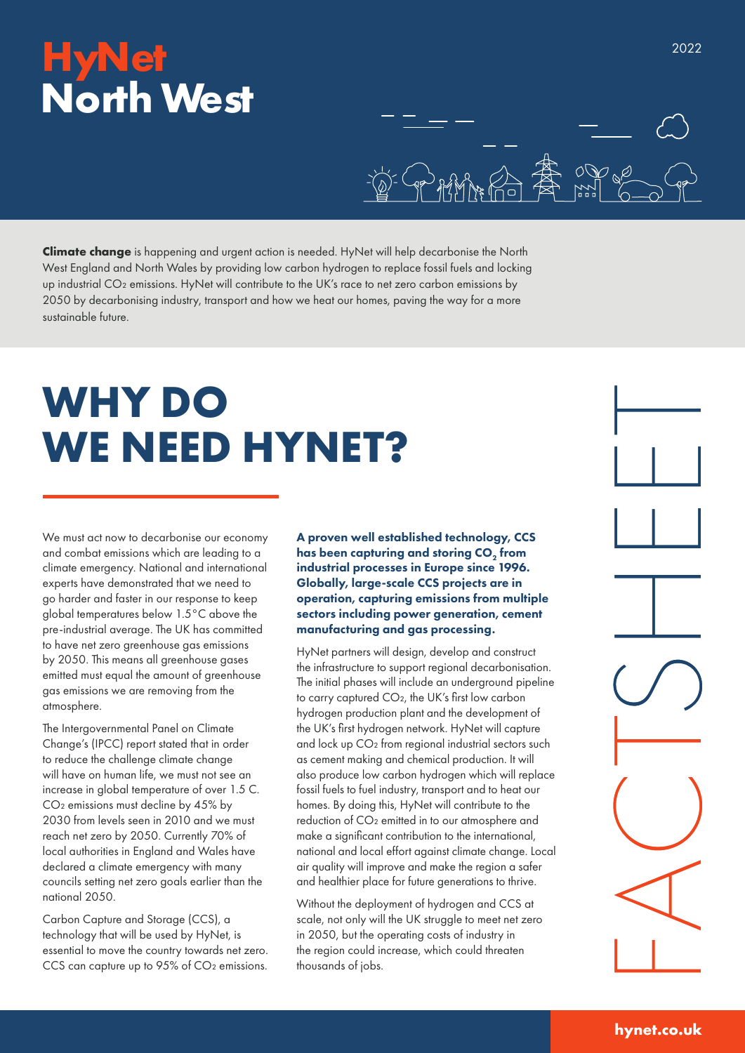# HyNet North West

2022

**Climate change** is happening and urgent action is needed. HyNet will help decarbonise the North West England and North Wales by providing low carbon hydrogen to replace fossil fuels and locking up industrial $CO_2$ emissions. HyNet will contribute to the UK's race to net zero carbon emissions by 2050 by decarbonising industry, transport and how we heat our homes, paving the way for a more sustainable future.

# WHY DO WE NEED HYNET?

FACTSHEET

We must act now to decarbonise our economy and combat emissions which are leading to a climate emergency. National and international experts have demonstrated that we need to go harder and faster in our response to keep global temperatures below 1.5°C above the pre-industrial average. The UK has committed to have net zero greenhouse gas emissions by 2050. This means all greenhouse gases emitted must equal the amount of greenhouse gas emissions we are removing from the atmosphere.

The Intergovernmental Panel on Climate Change's (IPCC) report stated that in order to reduce the challenge climate change will have on human life, we must not see an increase in global temperature of over 1.5 C. $CO_2$ emissions must decline by 45% by 2030 from levels seen in 2010 and we must reach net zero by 2050. Currently 70% of local authorities in England and Wales have declared a climate emergency with many councils setting net zero goals earlier than the national 2050.

Carbon Capture and Storage (CCS), a technology that will be used by HyNet, is essential to move the country towards net zero. CCS can capture up to 95% of $CO_2$ emissions.

**A proven well established technology, CCS has been capturing and storing $CO_2$ from industrial processes in Europe since 1996. Globally, large-scale CCS projects are in operation, capturing emissions from multiple sectors including power generation, cement manufacturing and gas processing.**

HyNet partners will design, develop and construct the infrastructure to support regional decarbonisation. The initial phases will include an underground pipeline to carry captured $CO_2$, the UK's first low carbon hydrogen production plant and the development of the UK's first hydrogen network. HyNet will capture and lock up $CO_2$ from regional industrial sectors such as cement making and chemical production. It will also produce low carbon hydrogen which will replace fossil fuels to fuel industry, transport and to heat our homes. By doing this, HyNet will contribute to the reduction of $CO_2$ emitted in to our atmosphere and make a significant contribution to the international, national and local effort against climate change. Local air quality will improve and make the region a safer and healthier place for future generations to thrive.

Without the deployment of hydrogen and CCS at scale, not only will the UK struggle to meet net zero in 2050, but the operating costs of industry in the region could increase, which could threaten thousands of jobs.

**hynet.co.uk**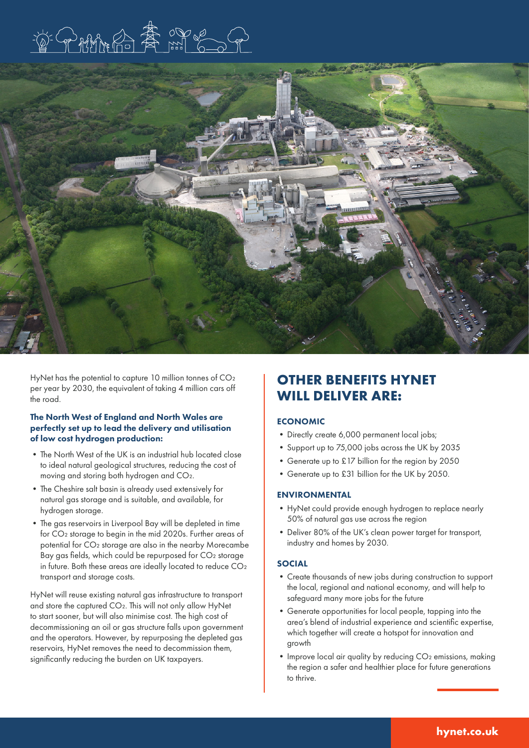HyNet has the potential to capture 10 million tonnes of $CO_2$ per year by 2030, the equivalent of taking 4 million cars off the road.

**The North West of England and North Wales are perfectly set up to lead the delivery and utilisation of low cost hydrogen production:**

- The North West of the UK is an industrial hub located close to ideal natural geological structures, reducing the cost of moving and storing both hydrogen and $CO_2$.
- The Cheshire salt basin is already used extensively for natural gas storage and is suitable, and available, for hydrogen storage.
- The gas reservoirs in Liverpool Bay will be depleted in time for $CO_2$ storage to begin in the mid 2020s. Further areas of potential for $CO_2$ storage are also in the nearby Morecambe Bay gas fields, which could be repurposed for $CO_2$ storage in future. Both these areas are ideally located to reduce $CO_2$ transport and storage costs.

HyNet will reuse existing natural gas infrastructure to transport and store the captured $CO_2$. This will not only allow HyNet to start sooner, but will also minimise cost. The high cost of decommissioning an oil or gas structure falls upon government and the operators. However, by repurposing the depleted gas reservoirs, HyNet removes the need to decommission them, significantly reducing the burden on UK taxpayers.

## OTHER BENEFITS HYNET WILL DELIVER ARE:

### ECONOMIC

- Directly create 6,000 permanent local jobs;
- Support up to 75,000 jobs across the UK by 2035
- Generate up to £17 billion for the region by 2050
- Generate up to £31 billion for the UK by 2050.

### ENVIRONMENTAL

- HyNet could provide enough hydrogen to replace nearly 50% of natural gas use across the region
- Deliver 80% of the UK's clean power target for transport, industry and homes by 2030.

### SOCIAL

- Create thousands of new jobs during construction to support the local, regional and national economy, and will help to safeguard many more jobs for the future
- Generate opportunities for local people, tapping into the area's blend of industrial experience and scientific expertise, which together will create a hotspot for innovation and growth
- Improve local air quality by reducing $CO_2$ emissions, making the region a safer and healthier place for future generations to thrive.

**hynet.co.uk**